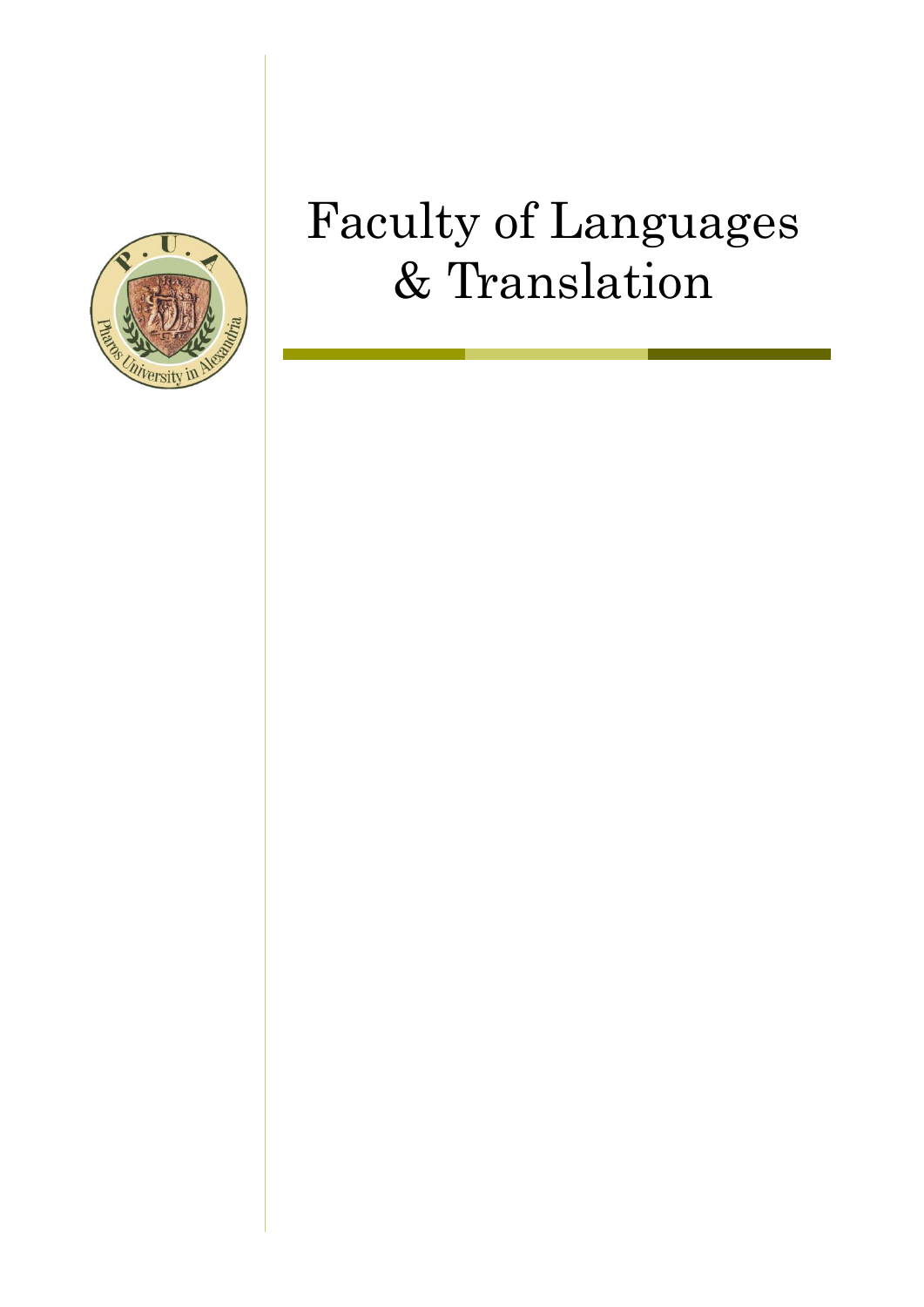# Faculty of Languages & Translation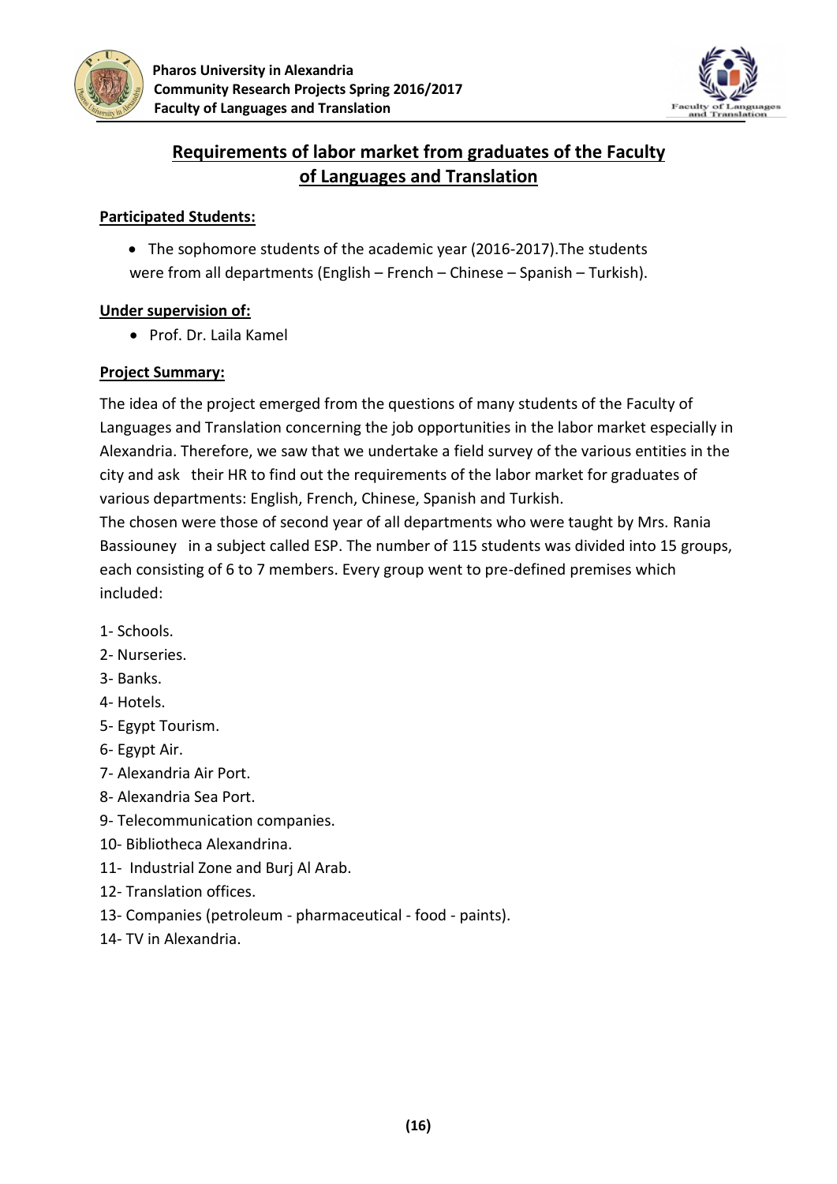# Requirements of labor market from graduates of the Faculty of Languages and Translation

## Participated Students:

- The sophomore students of the academic year (2016-2017).The students were from all departments (English – French – Chinese – Spanish – Turkish).

## Under supervision of:

- Prof. Dr. Laila Kamel

## Project Summary:

The idea of the project emerged from the questions of many students of the Faculty of Languages and Translation concerning the job opportunities in the labor market especially in Alexandria. Therefore, we saw that we undertake a field survey of the various entities in the city and ask their HR to find out the requirements of the labor market for graduates of various departments: English, French, Chinese, Spanish and Turkish.

The chosen were those of second year of all departments who were taught by Mrs. Rania Bassiouney in a subject called ESP. The number of 115 students was divided into 15 groups, each consisting of 6 to 7 members. Every group went to pre-defined premises which included:

1- Schools.
2- Nurseries.
3- Banks.
4- Hotels.
5- Egypt Tourism.
6- Egypt Air.
7- Alexandria Air Port.
8- Alexandria Sea Port.
9- Telecommunication companies.
10- Bibliotheca Alexandrina.
11- Industrial Zone and Burj Al Arab.
12- Translation offices.
13- Companies (petroleum - pharmaceutical - food - paints).
14- TV in Alexandria.